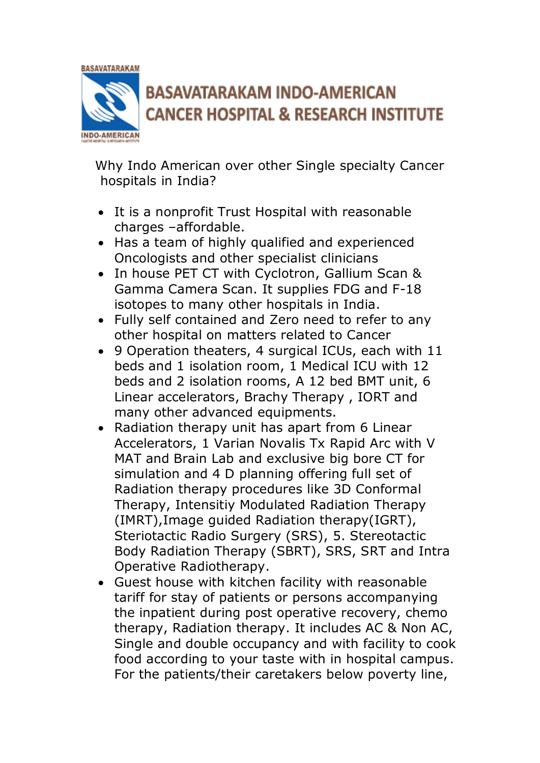# BASAVATARAKAM INDO-AMERICAN CANCER HOSPITAL & RESEARCH INSTITUTE

Why Indo American over other Single specialty Cancer hospitals in India?

- It is a nonprofit Trust Hospital with reasonable charges –affordable.
- Has a team of highly qualified and experienced Oncologists and other specialist clinicians
- In house PET CT with Cyclotron, Gallium Scan & Gamma Camera Scan. It supplies FDG and F-18 isotopes to many other hospitals in India.
- Fully self contained and Zero need to refer to any other hospital on matters related to Cancer
- 9 Operation theaters, 4 surgical ICUs, each with 11 beds and 1 isolation room, 1 Medical ICU with 12 beds and 2 isolation rooms, A 12 bed BMT unit, 6 Linear accelerators, Brachy Therapy , IORT and many other advanced equipments.
- Radiation therapy unit has apart from 6 Linear Accelerators, 1 Varian Novalis Tx Rapid Arc with V MAT and Brain Lab and exclusive big bore CT for simulation and 4 D planning offering full set of Radiation therapy procedures like 3D Conformal Therapy, Intensitiy Modulated Radiation Therapy (IMRT),Image guided Radiation therapy(IGRT), Steriotactic Radio Surgery (SRS), 5. Stereotactic Body Radiation Therapy (SBRT), SRS, SRT and Intra Operative Radiotherapy.
- Guest house with kitchen facility with reasonable tariff for stay of patients or persons accompanying the inpatient during post operative recovery, chemo therapy, Radiation therapy. It includes AC & Non AC, Single and double occupancy and with facility to cook food according to your taste with in hospital campus. For the patients/their caretakers below poverty line,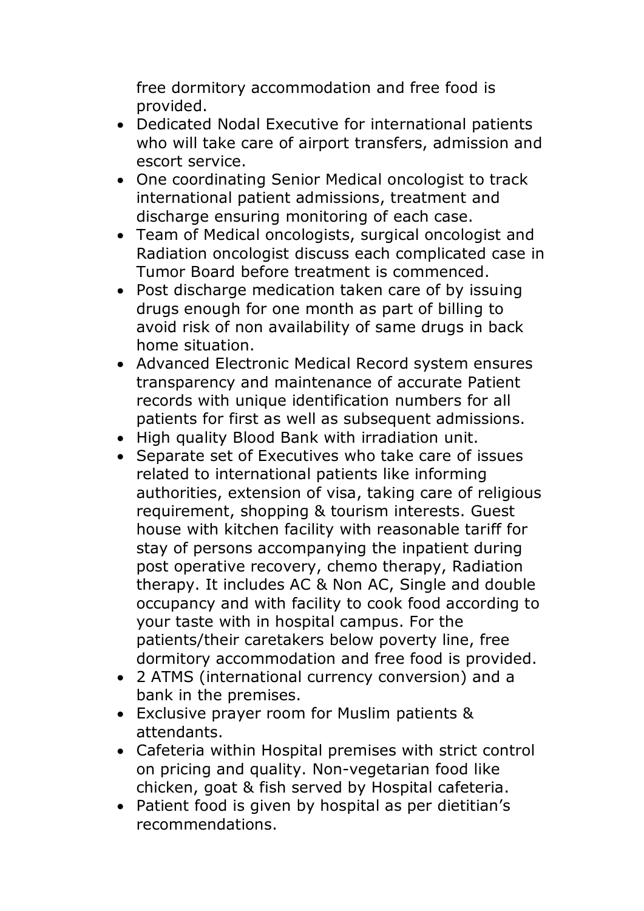free dormitory accommodation and free food is provided.

- Dedicated Nodal Executive for international patients who will take care of airport transfers, admission and escort service.
- One coordinating Senior Medical oncologist to track international patient admissions, treatment and discharge ensuring monitoring of each case.
- Team of Medical oncologists, surgical oncologist and Radiation oncologist discuss each complicated case in Tumor Board before treatment is commenced.
- Post discharge medication taken care of by issuing drugs enough for one month as part of billing to avoid risk of non availability of same drugs in back home situation.
- Advanced Electronic Medical Record system ensures transparency and maintenance of accurate Patient records with unique identification numbers for all patients for first as well as subsequent admissions.
- High quality Blood Bank with irradiation unit.
- Separate set of Executives who take care of issues related to international patients like informing authorities, extension of visa, taking care of religious requirement, shopping & tourism interests. Guest house with kitchen facility with reasonable tariff for stay of persons accompanying the inpatient during post operative recovery, chemo therapy, Radiation therapy. It includes AC & Non AC, Single and double occupancy and with facility to cook food according to your taste with in hospital campus. For the patients/their caretakers below poverty line, free dormitory accommodation and free food is provided.
- 2 ATMS (international currency conversion) and a bank in the premises.
- Exclusive prayer room for Muslim patients & attendants.
- Cafeteria within Hospital premises with strict control on pricing and quality. Non-vegetarian food like chicken, goat & fish served by Hospital cafeteria.
- Patient food is given by hospital as per dietitian's recommendations.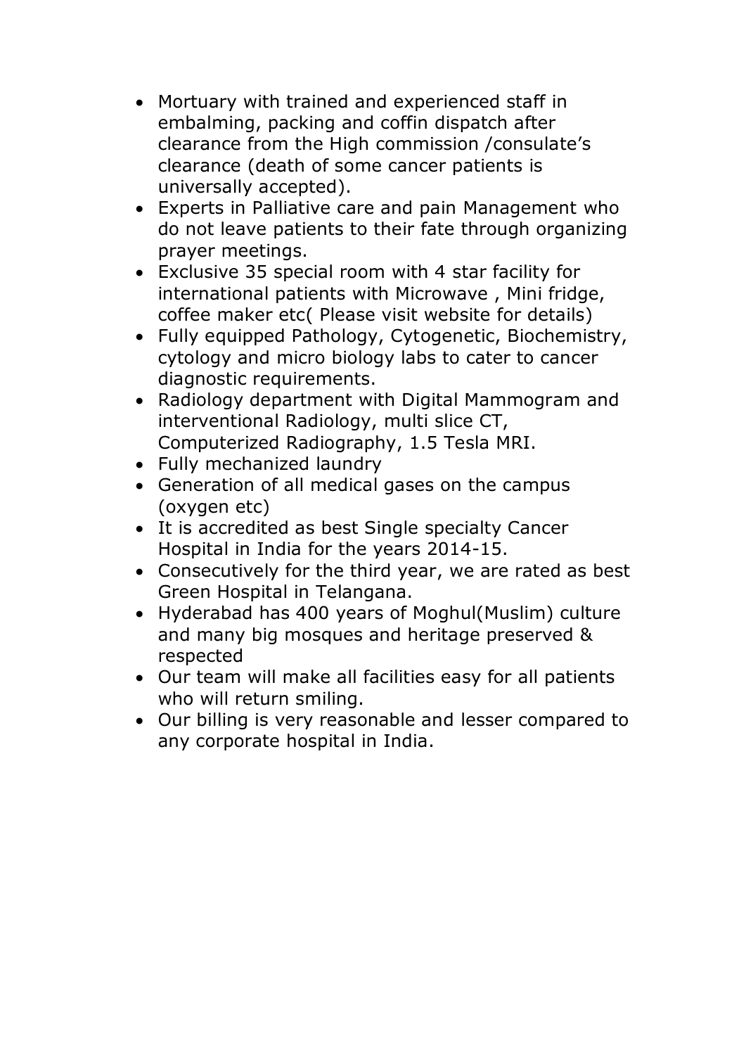- Mortuary with trained and experienced staff in embalming, packing and coffin dispatch after clearance from the High commission /consulate's clearance (death of some cancer patients is universally accepted).
- Experts in Palliative care and pain Management who do not leave patients to their fate through organizing prayer meetings.
- Exclusive 35 special room with 4 star facility for international patients with Microwave , Mini fridge, coffee maker etc( Please visit website for details)
- Fully equipped Pathology, Cytogenetic, Biochemistry, cytology and micro biology labs to cater to cancer diagnostic requirements.
- Radiology department with Digital Mammogram and interventional Radiology, multi slice CT, Computerized Radiography, 1.5 Tesla MRI.
- Fully mechanized laundry
- Generation of all medical gases on the campus (oxygen etc)
- It is accredited as best Single specialty Cancer Hospital in India for the years 2014-15.
- Consecutively for the third year, we are rated as best Green Hospital in Telangana.
- Hyderabad has 400 years of Moghul(Muslim) culture and many big mosques and heritage preserved & respected
- Our team will make all facilities easy for all patients who will return smiling.
- Our billing is very reasonable and lesser compared to any corporate hospital in India.